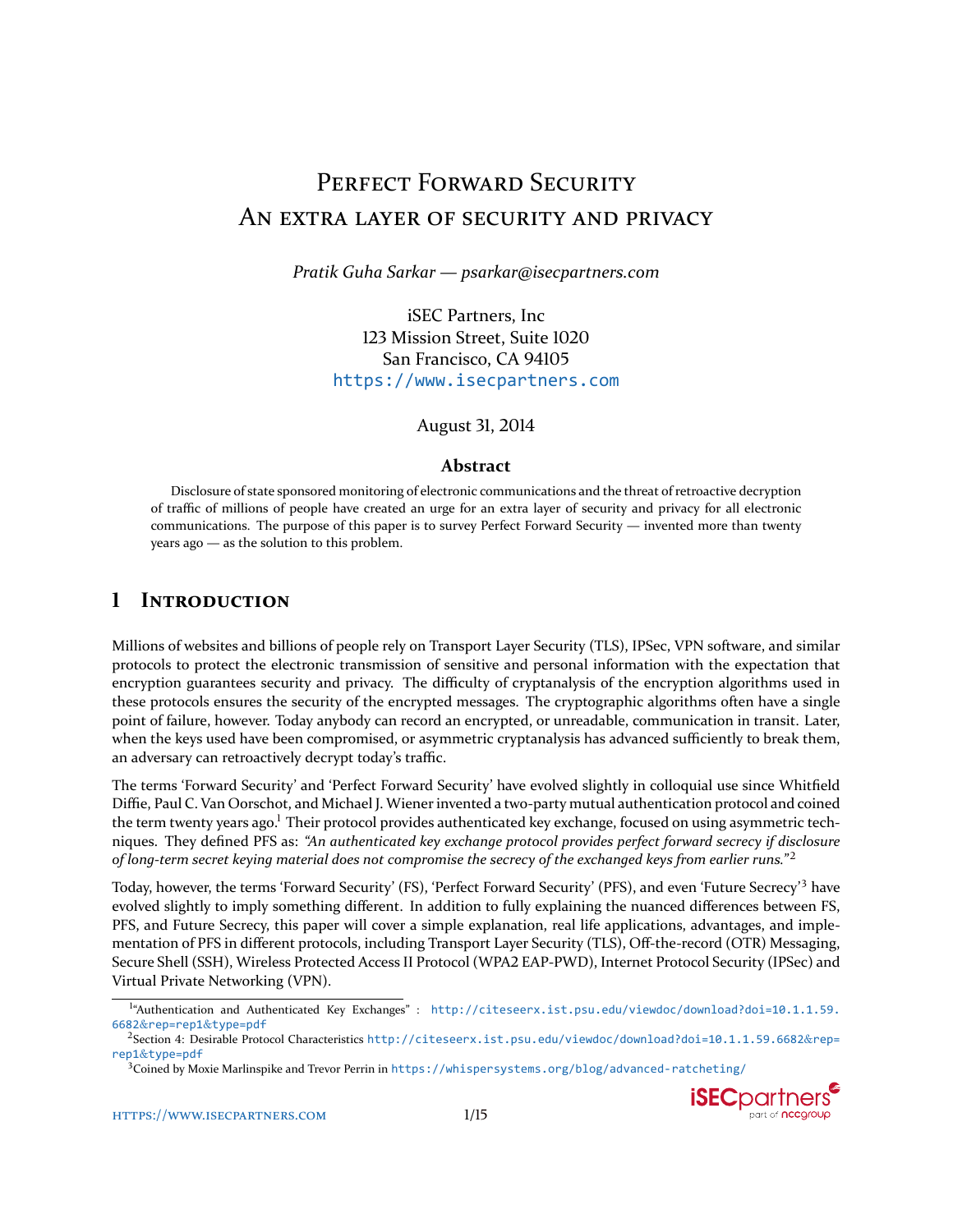# Perfect Forward Security
# An extra layer of security and privacy

*Pratik Guha Sarkar — psarkar@isecpartners.com*

iSEC Partners, Inc
123 Mission Street, Suite 1020
San Francisco, CA 94105
https://www.isecpartners.com

August 31, 2014

### Abstract

Disclosure of state sponsored monitoring of electronic communications and the threat of retroactive decryption of traffic of millions of people have created an urge for an extra layer of security and privacy for all electronic communications. The purpose of this paper is to survey Perfect Forward Security — invented more than twenty years ago — as the solution to this problem.

## 1 Introduction

Millions of websites and billions of people rely on Transport Layer Security (TLS), IPSec, VPN software, and similar protocols to protect the electronic transmission of sensitive and personal information with the expectation that encryption guarantees security and privacy. The difficulty of cryptanalysis of the encryption algorithms used in these protocols ensures the security of the encrypted messages. The cryptographic algorithms often have a single point of failure, however. Today anybody can record an encrypted, or unreadable, communication in transit. Later, when the keys used have been compromised, or asymmetric cryptanalysis has advanced sufficiently to break them, an adversary can retroactively decrypt today's traffic.

The terms 'Forward Security' and 'Perfect Forward Security' have evolved slightly in colloquial use since Whitfield Diffie, Paul C. Van Oorschot, and Michael J. Wiener invented a two-party mutual authentication protocol and coined the term twenty years ago.[1] Their protocol provides authenticated key exchange, focused on using asymmetric techniques. They defined PFS as: *"An authenticated key exchange protocol provides perfect forward secrecy if disclosure of long-term secret keying material does not compromise the secrecy of the exchanged keys from earlier runs."*[2]

Today, however, the terms 'Forward Security' (FS), 'Perfect Forward Security' (PFS), and even 'Future Secrecy'[3] have evolved slightly to imply something different. In addition to fully explaining the nuanced differences between FS, PFS, and Future Secrecy, this paper will cover a simple explanation, real life applications, advantages, and implementation of PFS in different protocols, including Transport Layer Security (TLS), Off-the-record (OTR) Messaging, Secure Shell (SSH), Wireless Protected Access II Protocol (WPA2 EAP-PWD), Internet Protocol Security (IPSec) and Virtual Private Networking (VPN).

---

[1] "Authentication and Authenticated Key Exchanges" : http://citeseerx.ist.psu.edu/viewdoc/download?doi=10.1.1.59.6682&rep=rep1&type=pdf

[2] Section 4: Desirable Protocol Characteristics http://citeseerx.ist.psu.edu/viewdoc/download?doi=10.1.1.59.6682&rep=rep1&type=pdf

[3] Coined by Moxie Marlinspike and Trevor Perrin in https://whispersystems.org/blog/advanced-ratcheting/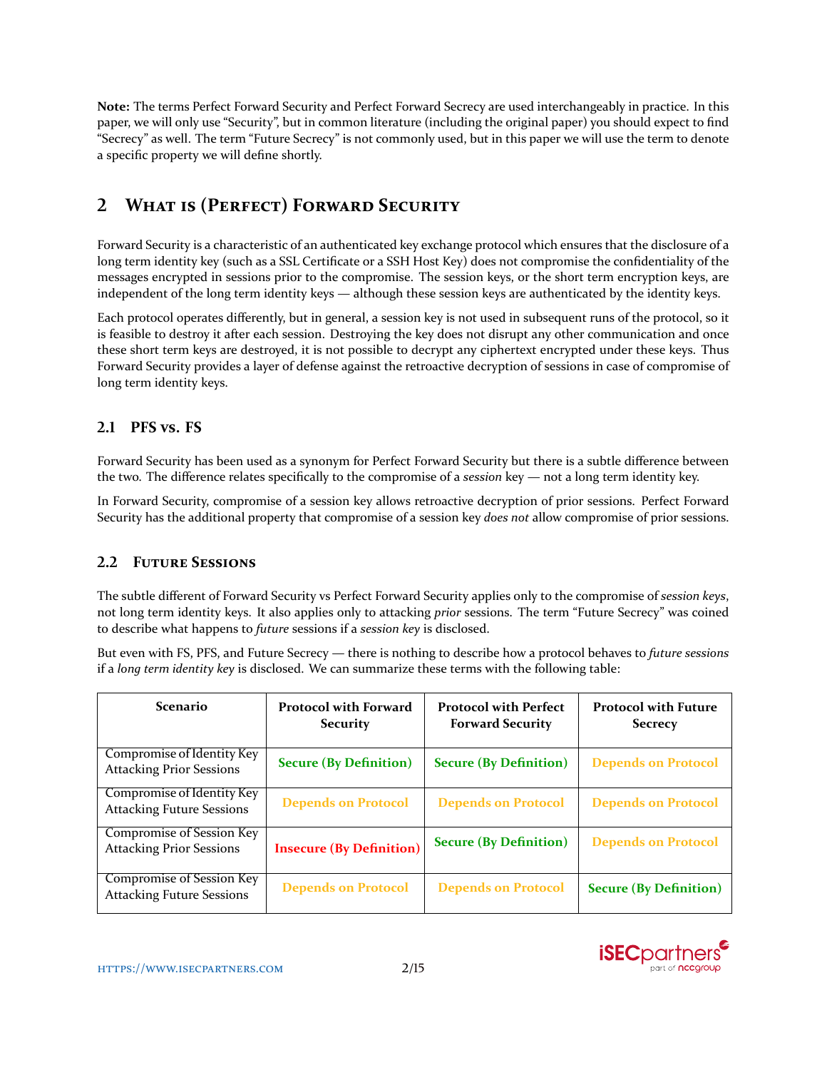**Note:** The terms Perfect Forward Security and Perfect Forward Secrecy are used interchangeably in practice. In this paper, we will only use "Security", but in common literature (including the original paper) you should expect to find "Secrecy" as well. The term "Future Secrecy" is not commonly used, but in this paper we will use the term to denote a specific property we will define shortly.

## 2 What is (Perfect) Forward Security

Forward Security is a characteristic of an authenticated key exchange protocol which ensures that the disclosure of a long term identity key (such as a SSL Certificate or a SSH Host Key) does not compromise the confidentiality of the messages encrypted in sessions prior to the compromise. The session keys, or the short term encryption keys, are independent of the long term identity keys — although these session keys are authenticated by the identity keys.

Each protocol operates differently, but in general, a session key is not used in subsequent runs of the protocol, so it is feasible to destroy it after each session. Destroying the key does not disrupt any other communication and once these short term keys are destroyed, it is not possible to decrypt any ciphertext encrypted under these keys. Thus Forward Security provides a layer of defense against the retroactive decryption of sessions in case of compromise of long term identity keys.

### 2.1 PFS vs. FS

Forward Security has been used as a synonym for Perfect Forward Security but there is a subtle difference between the two. The difference relates specifically to the compromise of a *session* key — not a long term identity key.

In Forward Security, compromise of a session key allows retroactive decryption of prior sessions. Perfect Forward Security has the additional property that compromise of a session key *does not* allow compromise of prior sessions.

### 2.2 Future Sessions

The subtle different of Forward Security vs Perfect Forward Security applies only to the compromise of *session keys*, not long term identity keys. It also applies only to attacking *prior* sessions. The term "Future Secrecy" was coined to describe what happens to *future* sessions if a *session key* is disclosed.

But even with FS, PFS, and Future Secrecy — there is nothing to describe how a protocol behaves to *future sessions* if a *long term identity key* is disclosed. We can summarize these terms with the following table:

| Scenario | Protocol with Forward Security | Protocol with Perfect Forward Security | Protocol with Future Secrecy |
|---|---|---|---|
| Compromise of Identity Key Attacking Prior Sessions | **Secure (By Definition)** | **Secure (By Definition)** | **Depends on Protocol** |
| Compromise of Identity Key Attacking Future Sessions | **Depends on Protocol** | **Depends on Protocol** | **Depends on Protocol** |
| Compromise of Session Key Attacking Prior Sessions | **Insecure (By Definition)** | **Secure (By Definition)** | **Depends on Protocol** |
| Compromise of Session Key Attacking Future Sessions | **Depends on Protocol** | **Depends on Protocol** | **Secure (By Definition)** |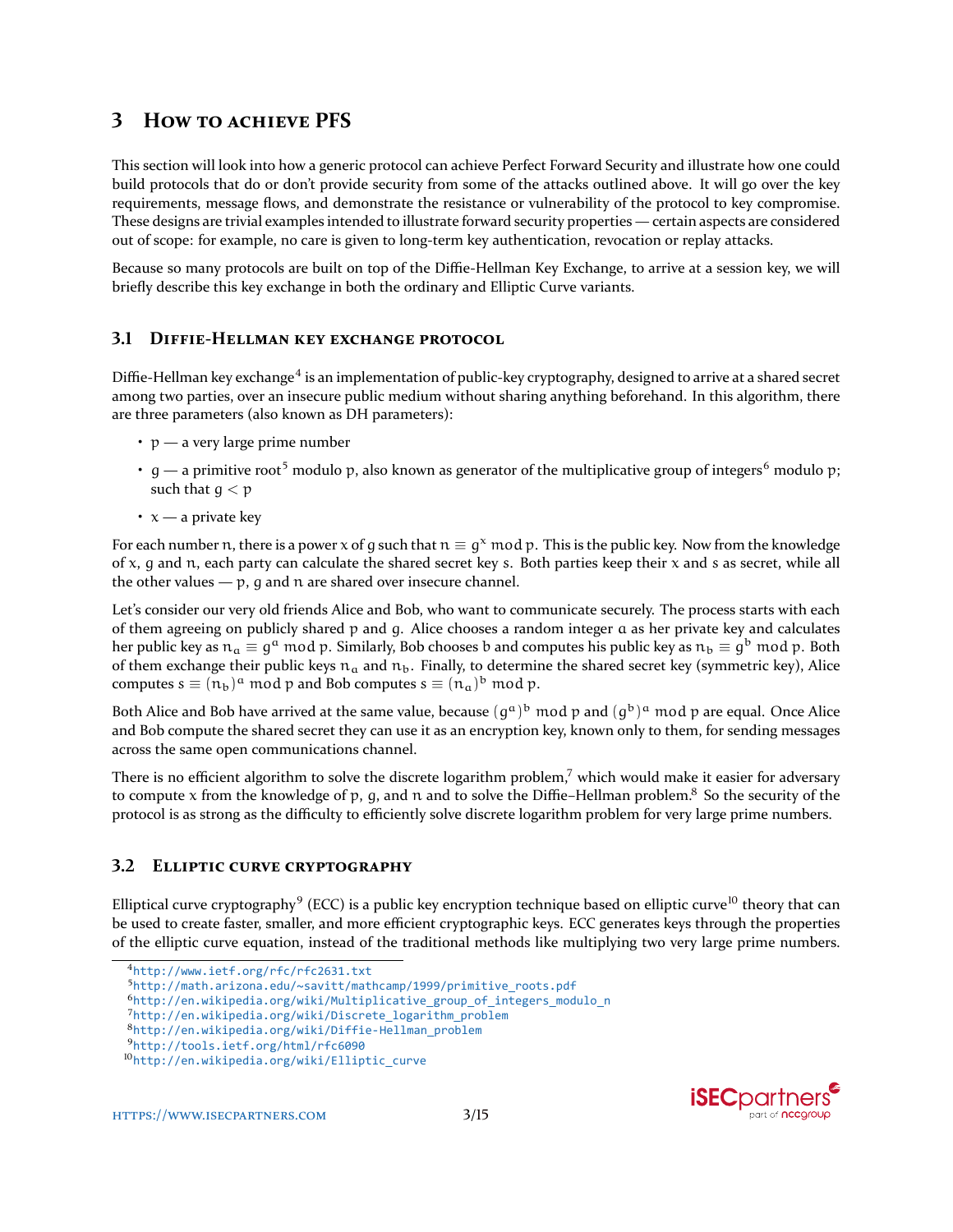# 3 How to achieve PFS

This section will look into how a generic protocol can achieve Perfect Forward Security and illustrate how one could build protocols that do or don't provide security from some of the attacks outlined above. It will go over the key requirements, message flows, and demonstrate the resistance or vulnerability of the protocol to key compromise. These designs are trivial examples intended to illustrate forward security properties — certain aspects are considered out of scope: for example, no care is given to long-term key authentication, revocation or replay attacks.

Because so many protocols are built on top of the Diffie-Hellman Key Exchange, to arrive at a session key, we will briefly describe this key exchange in both the ordinary and Elliptic Curve variants.

## 3.1 Diffie-Hellman key exchange protocol

Diffie-Hellman key exchange[4] is an implementation of public-key cryptography, designed to arrive at a shared secret among two parties, over an insecure public medium without sharing anything beforehand. In this algorithm, there are three parameters (also known as DH parameters):

- $p$ — a very large prime number
- $g$ — a primitive root[5] modulo $p$, also known as generator of the multiplicative group of integers[6] modulo $p$; such that $g < p$
- $x$ — a private key

For each number $n$, there is a power $x$ of $g$ such that $n \equiv g^x \bmod p$. This is the public key. Now from the knowledge of $x$, $g$ and $n$, each party can calculate the shared secret key $s$. Both parties keep their $x$ and $s$ as secret, while all the other values — $p$, $g$ and $n$ are shared over insecure channel.

Let's consider our very old friends Alice and Bob, who want to communicate securely. The process starts with each of them agreeing on publicly shared $p$ and $g$. Alice chooses a random integer $a$ as her private key and calculates her public key as $n_a \equiv g^a \bmod p$. Similarly, Bob chooses $b$ and computes his public key as $n_b \equiv g^b \bmod p$. Both of them exchange their public keys $n_a$ and $n_b$. Finally, to determine the shared secret key (symmetric key), Alice computes $s \equiv (n_b)^a \bmod p$ and Bob computes $s \equiv (n_a)^b \bmod p$.

Both Alice and Bob have arrived at the same value, because $(g^a)^b \bmod p$ and $(g^b)^a \bmod p$ are equal. Once Alice and Bob compute the shared secret they can use it as an encryption key, known only to them, for sending messages across the same open communications channel.

There is no efficient algorithm to solve the discrete logarithm problem,[7] which would make it easier for adversary to compute $x$ from the knowledge of $p$, $g$, and $n$ and to solve the Diffie–Hellman problem.[8] So the security of the protocol is as strong as the difficulty to efficiently solve discrete logarithm problem for very large prime numbers.

## 3.2 Elliptic curve cryptography

Elliptical curve cryptography[9] (ECC) is a public key encryption technique based on elliptic curve[10] theory that can be used to create faster, smaller, and more efficient cryptographic keys. ECC generates keys through the properties of the elliptic curve equation, instead of the traditional methods like multiplying two very large prime numbers.

---

[4] http://www.ietf.org/rfc/rfc2631.txt
[5] http://math.arizona.edu/~savitt/mathcamp/1999/primitive_roots.pdf
[6] http://en.wikipedia.org/wiki/Multiplicative_group_of_integers_modulo_n
[7] http://en.wikipedia.org/wiki/Discrete_logarithm_problem
[8] http://en.wikipedia.org/wiki/Diffie-Hellman_problem
[9] http://tools.ietf.org/html/rfc6090
[10] http://en.wikipedia.org/wiki/Elliptic_curve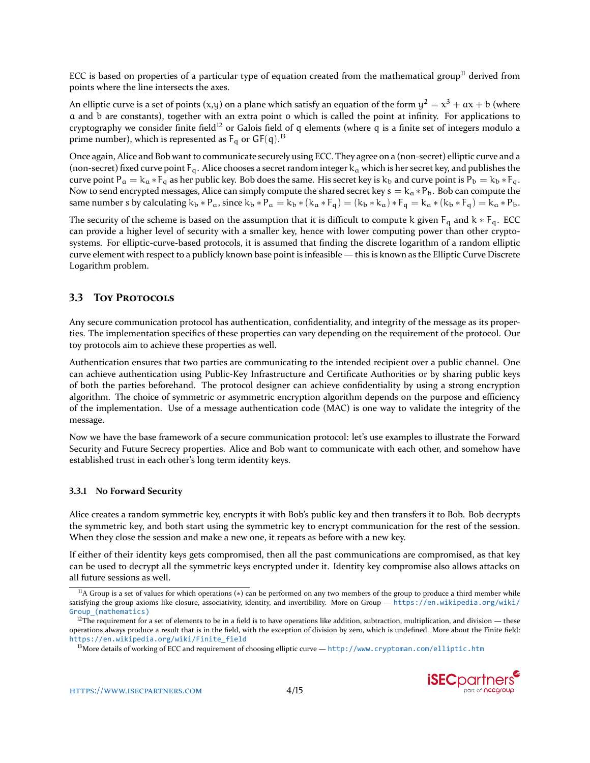ECC is based on properties of a particular type of equation created from the mathematical group[11] derived from points where the line intersects the axes.

An elliptic curve is a set of points (x,y) on a plane which satisfy an equation of the form $y^2 = x^3 + ax + b$ (where $a$ and $b$ are constants), together with an extra point $o$ which is called the point at infinity. For applications to cryptography we consider finite field[12] or Galois field of $q$ elements (where $q$ is a finite set of integers modulo a prime number), which is represented as $F_q$ or $GF(q)$.[13]

Once again, Alice and Bob want to communicate securely using ECC. They agree on a (non-secret) elliptic curve and a (non-secret) fixed curve point $F_q$. Alice chooses a secret random integer $k_a$ which is her secret key, and publishes the curve point $P_a = k_a * F_q$ as her public key. Bob does the same. His secret key is $k_b$ and curve point is $P_b = k_b * F_q$. Now to send encrypted messages, Alice can simply compute the shared secret key $s = k_a * P_b$. Bob can compute the same number $s$ by calculating $k_b * P_a$, since $k_b * P_a = k_b * (k_a * F_q) = (k_b * k_a) * F_q = k_a * (k_b * F_q) = k_a * P_b$.

The security of the scheme is based on the assumption that it is difficult to compute $k$ given $F_q$ and $k * F_q$. ECC can provide a higher level of security with a smaller key, hence with lower computing power than other crypto-systems. For elliptic-curve-based protocols, it is assumed that finding the discrete logarithm of a random elliptic curve element with respect to a publicly known base point is infeasible — this is known as the Elliptic Curve Discrete Logarithm problem.

## 3.3 Toy Protocols

Any secure communication protocol has authentication, confidentiality, and integrity of the message as its properties. The implementation specifics of these properties can vary depending on the requirement of the protocol. Our toy protocols aim to achieve these properties as well.

Authentication ensures that two parties are communicating to the intended recipient over a public channel. One can achieve authentication using Public-Key Infrastructure and Certificate Authorities or by sharing public keys of both the parties beforehand. The protocol designer can achieve confidentiality by using a strong encryption algorithm. The choice of symmetric or asymmetric encryption algorithm depends on the purpose and efficiency of the implementation. Use of a message authentication code (MAC) is one way to validate the integrity of the message.

Now we have the base framework of a secure communication protocol: let's use examples to illustrate the Forward Security and Future Secrecy properties. Alice and Bob want to communicate with each other, and somehow have established trust in each other's long term identity keys.

### 3.3.1 No Forward Security

Alice creates a random symmetric key, encrypts it with Bob's public key and then transfers it to Bob. Bob decrypts the symmetric key, and both start using the symmetric key to encrypt communication for the rest of the session. When they close the session and make a new one, it repeats as before with a new key.

If either of their identity keys gets compromised, then all the past communications are compromised, as that key can be used to decrypt all the symmetric keys encrypted under it. Identity key compromise also allows attacks on all future sessions as well.

---

[11] A Group is a set of values for which operations (*) can be performed on any two members of the group to produce a third member while satisfying the group axioms like closure, associativity, identity, and invertibility. More on Group — https://en.wikipedia.org/wiki/Group_(mathematics)

[12] The requirement for a set of elements to be in a field is to have operations like addition, subtraction, multiplication, and division — these operations always produce a result that is in the field, with the exception of division by zero, which is undefined. More about the Finite field: https://en.wikipedia.org/wiki/Finite_field

[13] More details of working of ECC and requirement of choosing elliptic curve — http://www.cryptoman.com/elliptic.htm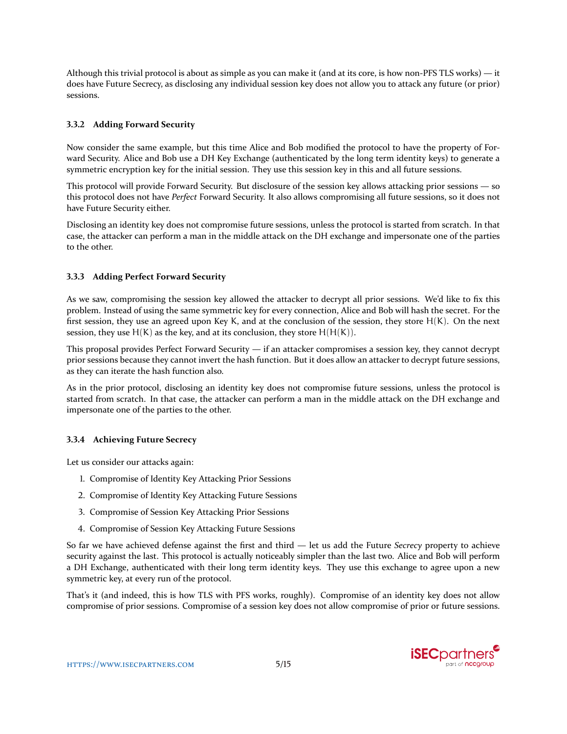Although this trivial protocol is about as simple as you can make it (and at its core, is how non-PFS TLS works) — it does have Future Secrecy, as disclosing any individual session key does not allow you to attack any future (or prior) sessions.

### 3.3.2 Adding Forward Security

Now consider the same example, but this time Alice and Bob modified the protocol to have the property of Forward Security. Alice and Bob use a DH Key Exchange (authenticated by the long term identity keys) to generate a symmetric encryption key for the initial session. They use this session key in this and all future sessions.

This protocol will provide Forward Security. But disclosure of the session key allows attacking prior sessions — so this protocol does not have *Perfect* Forward Security. It also allows compromising all future sessions, so it does not have Future Security either.

Disclosing an identity key does not compromise future sessions, unless the protocol is started from scratch. In that case, the attacker can perform a man in the middle attack on the DH exchange and impersonate one of the parties to the other.

### 3.3.3 Adding Perfect Forward Security

As we saw, compromising the session key allowed the attacker to decrypt all prior sessions. We'd like to fix this problem. Instead of using the same symmetric key for every connection, Alice and Bob will hash the secret. For the first session, they use an agreed upon Key $K$, and at the conclusion of the session, they store $H(K)$. On the next session, they use $H(K)$ as the key, and at its conclusion, they store $H(H(K))$.

This proposal provides Perfect Forward Security — if an attacker compromises a session key, they cannot decrypt prior sessions because they cannot invert the hash function. But it does allow an attacker to decrypt future sessions, as they can iterate the hash function also.

As in the prior protocol, disclosing an identity key does not compromise future sessions, unless the protocol is started from scratch. In that case, the attacker can perform a man in the middle attack on the DH exchange and impersonate one of the parties to the other.

### 3.3.4 Achieving Future Secrecy

Let us consider our attacks again:

1. Compromise of Identity Key Attacking Prior Sessions
2. Compromise of Identity Key Attacking Future Sessions
3. Compromise of Session Key Attacking Prior Sessions
4. Compromise of Session Key Attacking Future Sessions

So far we have achieved defense against the first and third — let us add the Future *Secrecy* property to achieve security against the last. This protocol is actually noticeably simpler than the last two. Alice and Bob will perform a DH Exchange, authenticated with their long term identity keys. They use this exchange to agree upon a new symmetric key, at every run of the protocol.

That's it (and indeed, this is how TLS with PFS works, roughly). Compromise of an identity key does not allow compromise of prior sessions. Compromise of a session key does not allow compromise of prior or future sessions.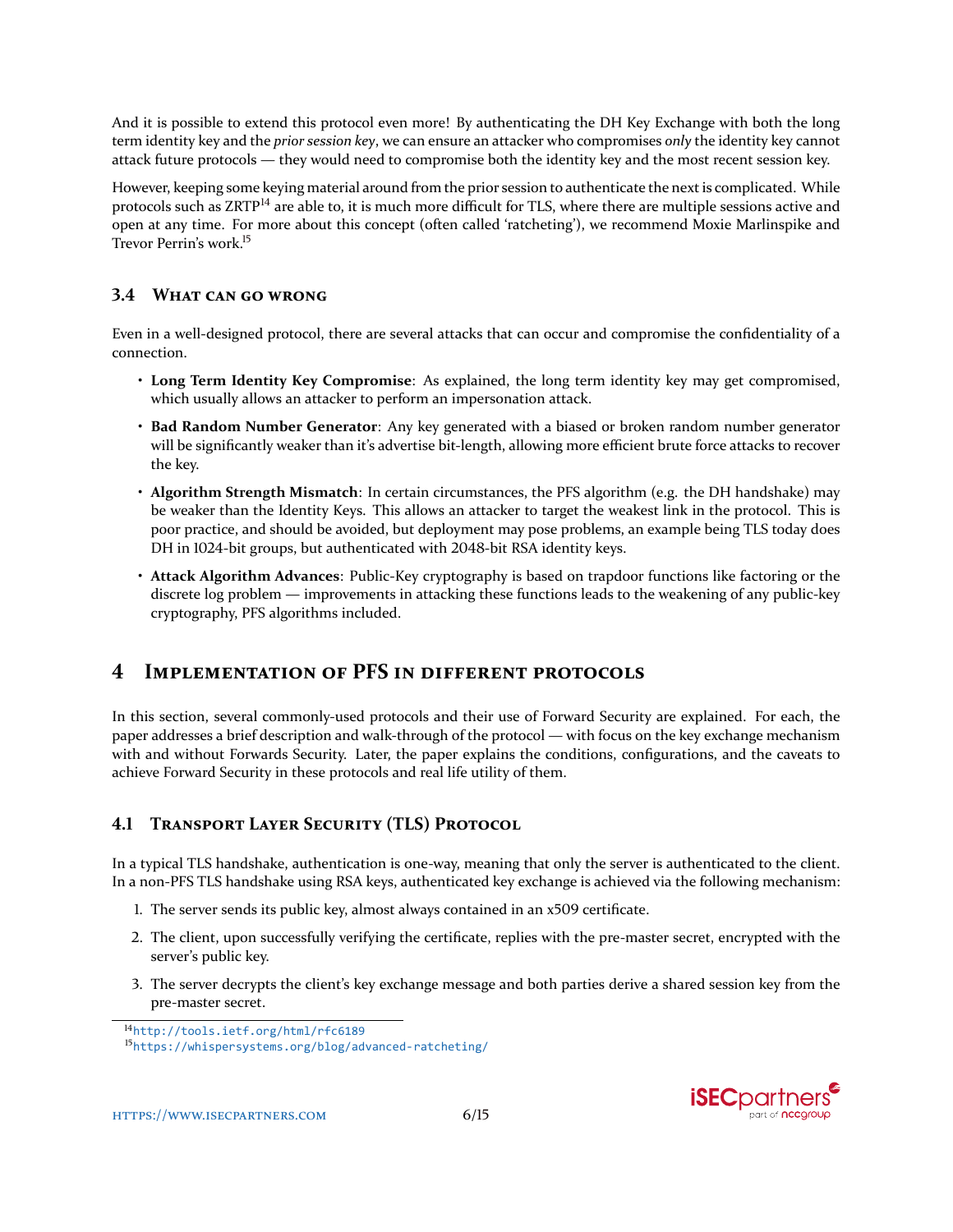And it is possible to extend this protocol even more! By authenticating the DH Key Exchange with both the long term identity key and the *prior session key*, we can ensure an attacker who compromises *only* the identity key cannot attack future protocols — they would need to compromise both the identity key and the most recent session key.

However, keeping some keying material around from the prior session to authenticate the next is complicated. While protocols such as ZRTP[14] are able to, it is much more difficult for TLS, where there are multiple sessions active and open at any time. For more about this concept (often called 'ratcheting'), we recommend Moxie Marlinspike and Trevor Perrin's work.[15]

### 3.4 What can go wrong

Even in a well-designed protocol, there are several attacks that can occur and compromise the confidentiality of a connection.

- **Long Term Identity Key Compromise**: As explained, the long term identity key may get compromised, which usually allows an attacker to perform an impersonation attack.
- **Bad Random Number Generator**: Any key generated with a biased or broken random number generator will be significantly weaker than it's advertise bit-length, allowing more efficient brute force attacks to recover the key.
- **Algorithm Strength Mismatch**: In certain circumstances, the PFS algorithm (e.g. the DH handshake) may be weaker than the Identity Keys. This allows an attacker to target the weakest link in the protocol. This is poor practice, and should be avoided, but deployment may pose problems, an example being TLS today does DH in 1024-bit groups, but authenticated with 2048-bit RSA identity keys.
- **Attack Algorithm Advances**: Public-Key cryptography is based on trapdoor functions like factoring or the discrete log problem — improvements in attacking these functions leads to the weakening of any public-key cryptography, PFS algorithms included.

## 4 Implementation of PFS in different protocols

In this section, several commonly-used protocols and their use of Forward Security are explained. For each, the paper addresses a brief description and walk-through of the protocol — with focus on the key exchange mechanism with and without Forwards Security. Later, the paper explains the conditions, configurations, and the caveats to achieve Forward Security in these protocols and real life utility of them.

### 4.1 Transport Layer Security (TLS) Protocol

In a typical TLS handshake, authentication is one-way, meaning that only the server is authenticated to the client. In a non-PFS TLS handshake using RSA keys, authenticated key exchange is achieved via the following mechanism:

1. The server sends its public key, almost always contained in an x509 certificate.
2. The client, upon successfully verifying the certificate, replies with the pre-master secret, encrypted with the server's public key.
3. The server decrypts the client's key exchange message and both parties derive a shared session key from the pre-master secret.

[14] http://tools.ietf.org/html/rfc6189

[15] https://whispersystems.org/blog/advanced-ratcheting/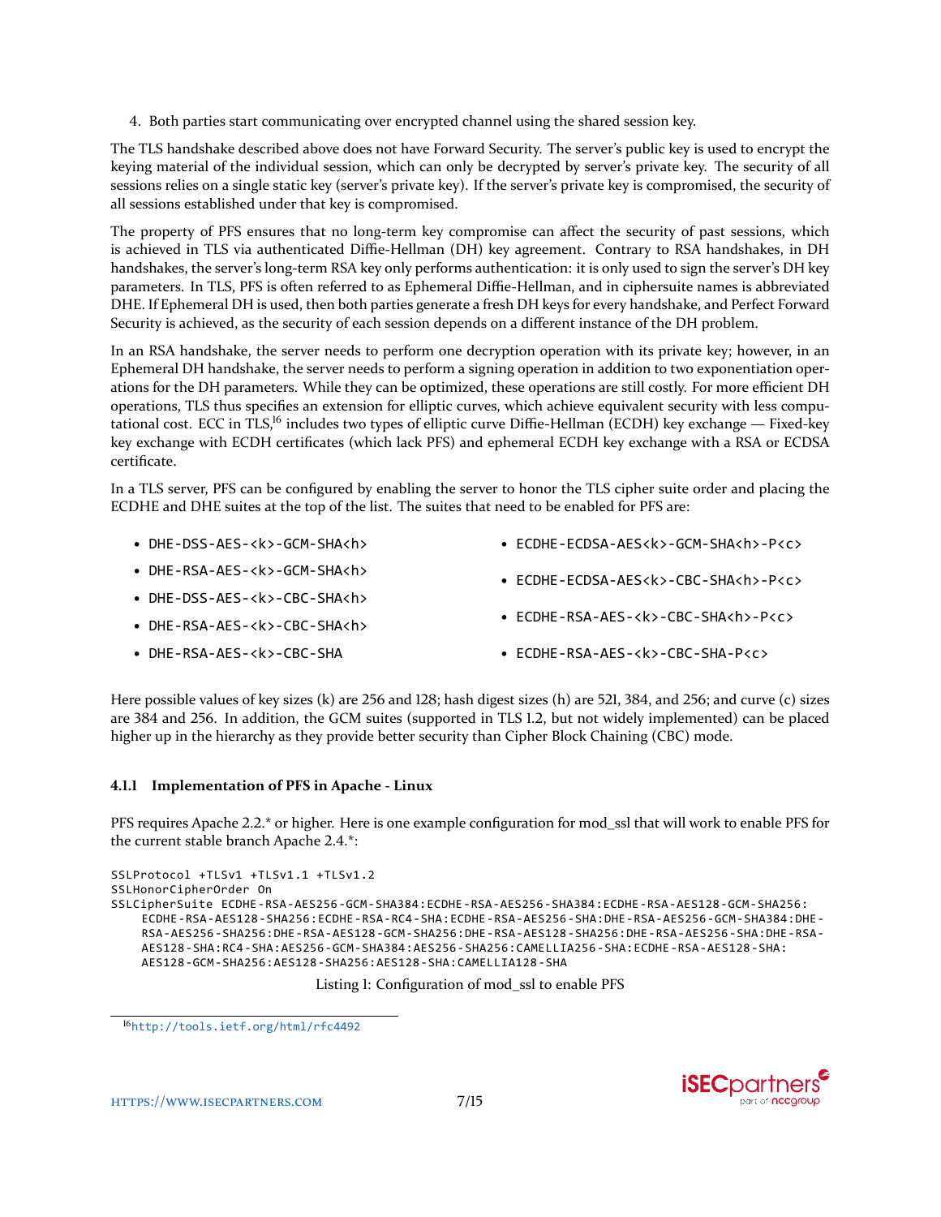4. Both parties start communicating over encrypted channel using the shared session key.

The TLS handshake described above does not have Forward Security. The server's public key is used to encrypt the keying material of the individual session, which can only be decrypted by server's private key. The security of all sessions relies on a single static key (server's private key). If the server's private key is compromised, the security of all sessions established under that key is compromised.

The property of PFS ensures that no long-term key compromise can affect the security of past sessions, which is achieved in TLS via authenticated Diffie-Hellman (DH) key agreement. Contrary to RSA handshakes, in DH handshakes, the server's long-term RSA key only performs authentication: it is only used to sign the server's DH key parameters. In TLS, PFS is often referred to as Ephemeral Diffie-Hellman, and in ciphersuite names is abbreviated DHE. If Ephemeral DH is used, then both parties generate a fresh DH keys for every handshake, and Perfect Forward Security is achieved, as the security of each session depends on a different instance of the DH problem.

In an RSA handshake, the server needs to perform one decryption operation with its private key; however, in an Ephemeral DH handshake, the server needs to perform a signing operation in addition to two exponentiation operations for the DH parameters. While they can be optimized, these operations are still costly. For more efficient DH operations, TLS thus specifies an extension for elliptic curves, which achieve equivalent security with less computational cost. ECC in TLS,[16] includes two types of elliptic curve Diffie-Hellman (ECDH) key exchange — Fixed-key key exchange with ECDH certificates (which lack PFS) and ephemeral ECDH key exchange with a RSA or ECDSA certificate.

In a TLS server, PFS can be configured by enabling the server to honor the TLS cipher suite order and placing the ECDHE and DHE suites at the top of the list. The suites that need to be enabled for PFS are:

- `DHE-DSS-AES-<k>-GCM-SHA<h>`
- `DHE-RSA-AES-<k>-GCM-SHA<h>`
- `DHE-DSS-AES-<k>-CBC-SHA<h>`
- `DHE-RSA-AES-<k>-CBC-SHA<h>`
- `DHE-RSA-AES-<k>-CBC-SHA`
- `ECDHE-ECDSA-AES<k>-GCM-SHA<h>-P<c>`
- `ECDHE-ECDSA-AES<k>-CBC-SHA<h>-P<c>`
- `ECDHE-RSA-AES-<k>-CBC-SHA<h>-P<c>`
- `ECDHE-RSA-AES-<k>-CBC-SHA-P<c>`

Here possible values of key sizes (k) are 256 and 128; hash digest sizes (h) are 521, 384, and 256; and curve (c) sizes are 384 and 256. In addition, the GCM suites (supported in TLS 1.2, but not widely implemented) can be placed higher up in the hierarchy as they provide better security than Cipher Block Chaining (CBC) mode.

### 4.1.1 Implementation of PFS in Apache - Linux

PFS requires Apache 2.2.* or higher. Here is one example configuration for mod_ssl that will work to enable PFS for the current stable branch Apache 2.4.*:

```
SSLProtocol +TLSv1 +TLSv1.1 +TLSv1.2
SSLHonorCipherOrder On
SSLCipherSuite ECDHE-RSA-AES256-GCM-SHA384:ECDHE-RSA-AES256-SHA384:ECDHE-RSA-AES128-GCM-SHA256:
    ECDHE-RSA-AES128-SHA256:ECDHE-RSA-RC4-SHA:ECDHE-RSA-AES256-SHA:DHE-RSA-AES256-GCM-SHA384:DHE-
    RSA-AES256-SHA256:DHE-RSA-AES128-GCM-SHA256:DHE-RSA-AES128-SHA256:DHE-RSA-AES256-SHA:DHE-RSA-
    AES128-SHA:RC4-SHA:AES256-GCM-SHA384:AES256-SHA256:CAMELLIA256-SHA:ECDHE-RSA-AES128-SHA:
    AES128-GCM-SHA256:AES128-SHA256:AES128-SHA:CAMELLIA128-SHA
```

Listing 1: Configuration of mod_ssl to enable PFS

[16] http://tools.ietf.org/html/rfc4492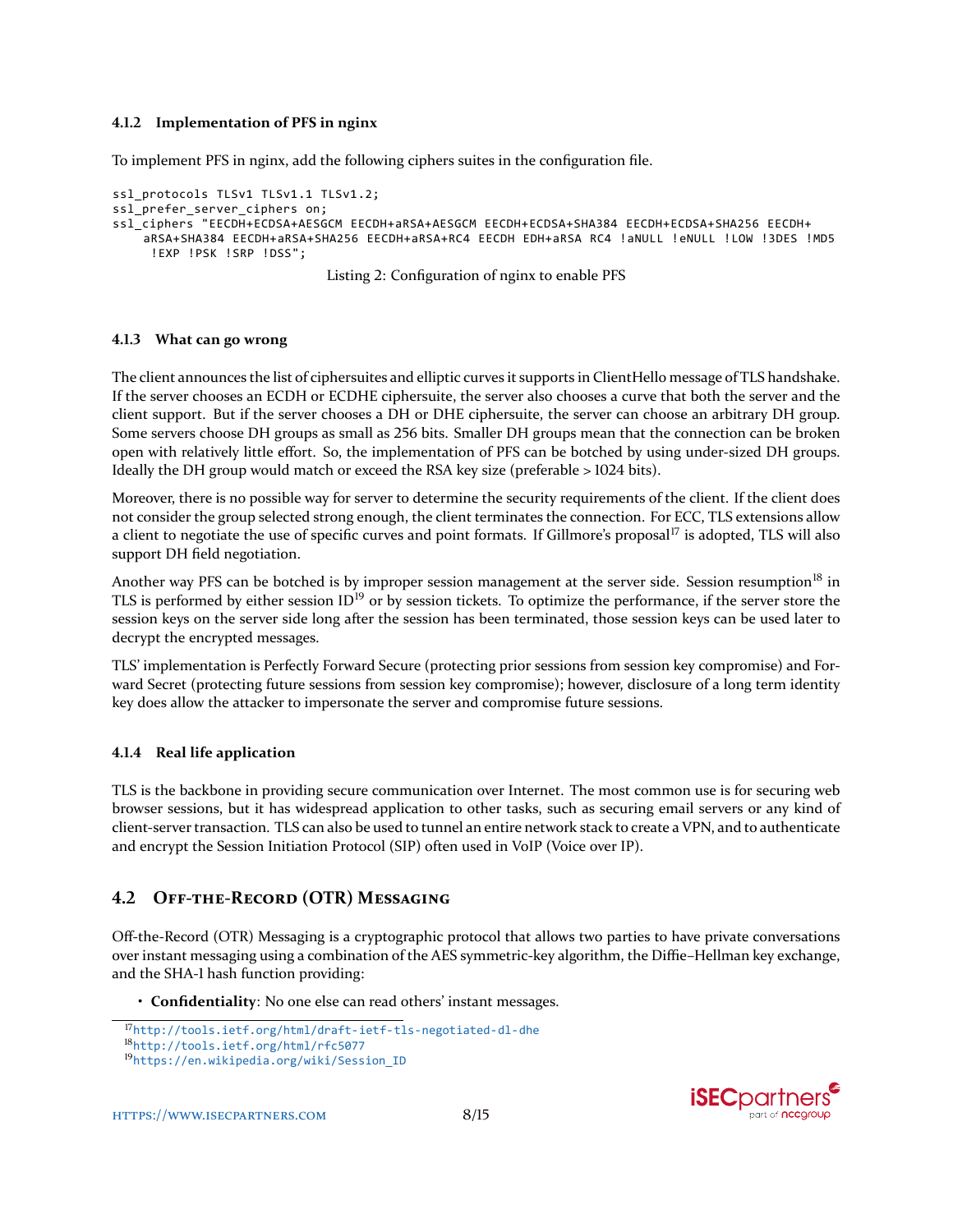### 4.1.2 Implementation of PFS in nginx

To implement PFS in nginx, add the following ciphers suites in the configuration file.

```
ssl_protocols TLSv1 TLSv1.1 TLSv1.2;
ssl_prefer_server_ciphers on;
ssl_ciphers "EECDH+ECDSA+AESGCM EECDH+aRSA+AESGCM EECDH+ECDSA+SHA384 EECDH+ECDSA+SHA256 EECDH+
    aRSA+SHA384 EECDH+aRSA+SHA256 EECDH+aRSA+RC4 EECDH EDH+aRSA RC4 !aNULL !eNULL !LOW !3DES !MD5
     !EXP !PSK !SRP !DSS";
```

Listing 2: Configuration of nginx to enable PFS

### 4.1.3 What can go wrong

The client announces the list of ciphersuites and elliptic curves it supports in ClientHello message of TLS handshake. If the server chooses an ECDH or ECDHE ciphersuite, the server also chooses a curve that both the server and the client support. But if the server chooses a DH or DHE ciphersuite, the server can choose an arbitrary DH group. Some servers choose DH groups as small as 256 bits. Smaller DH groups mean that the connection can be broken open with relatively little effort. So, the implementation of PFS can be botched by using under-sized DH groups. Ideally the DH group would match or exceed the RSA key size (preferable > 1024 bits).

Moreover, there is no possible way for server to determine the security requirements of the client. If the client does not consider the group selected strong enough, the client terminates the connection. For ECC, TLS extensions allow a client to negotiate the use of specific curves and point formats. If Gillmore's proposal[17] is adopted, TLS will also support DH field negotiation.

Another way PFS can be botched is by improper session management at the server side. Session resumption[18] in TLS is performed by either session ID[19] or by session tickets. To optimize the performance, if the server store the session keys on the server side long after the session has been terminated, those session keys can be used later to decrypt the encrypted messages.

TLS' implementation is Perfectly Forward Secure (protecting prior sessions from session key compromise) and Forward Secret (protecting future sessions from session key compromise); however, disclosure of a long term identity key does allow the attacker to impersonate the server and compromise future sessions.

### 4.1.4 Real life application

TLS is the backbone in providing secure communication over Internet. The most common use is for securing web browser sessions, but it has widespread application to other tasks, such as securing email servers or any kind of client-server transaction. TLS can also be used to tunnel an entire network stack to create a VPN, and to authenticate and encrypt the Session Initiation Protocol (SIP) often used in VoIP (Voice over IP).

## 4.2 Off-the-Record (OTR) Messaging

Off-the-Record (OTR) Messaging is a cryptographic protocol that allows two parties to have private conversations over instant messaging using a combination of the AES symmetric-key algorithm, the Diffie–Hellman key exchange, and the SHA-1 hash function providing:

- **Confidentiality**: No one else can read others' instant messages.

[17] http://tools.ietf.org/html/draft-ietf-tls-negotiated-dl-dhe
[18] http://tools.ietf.org/html/rfc5077
[19] https://en.wikipedia.org/wiki/Session_ID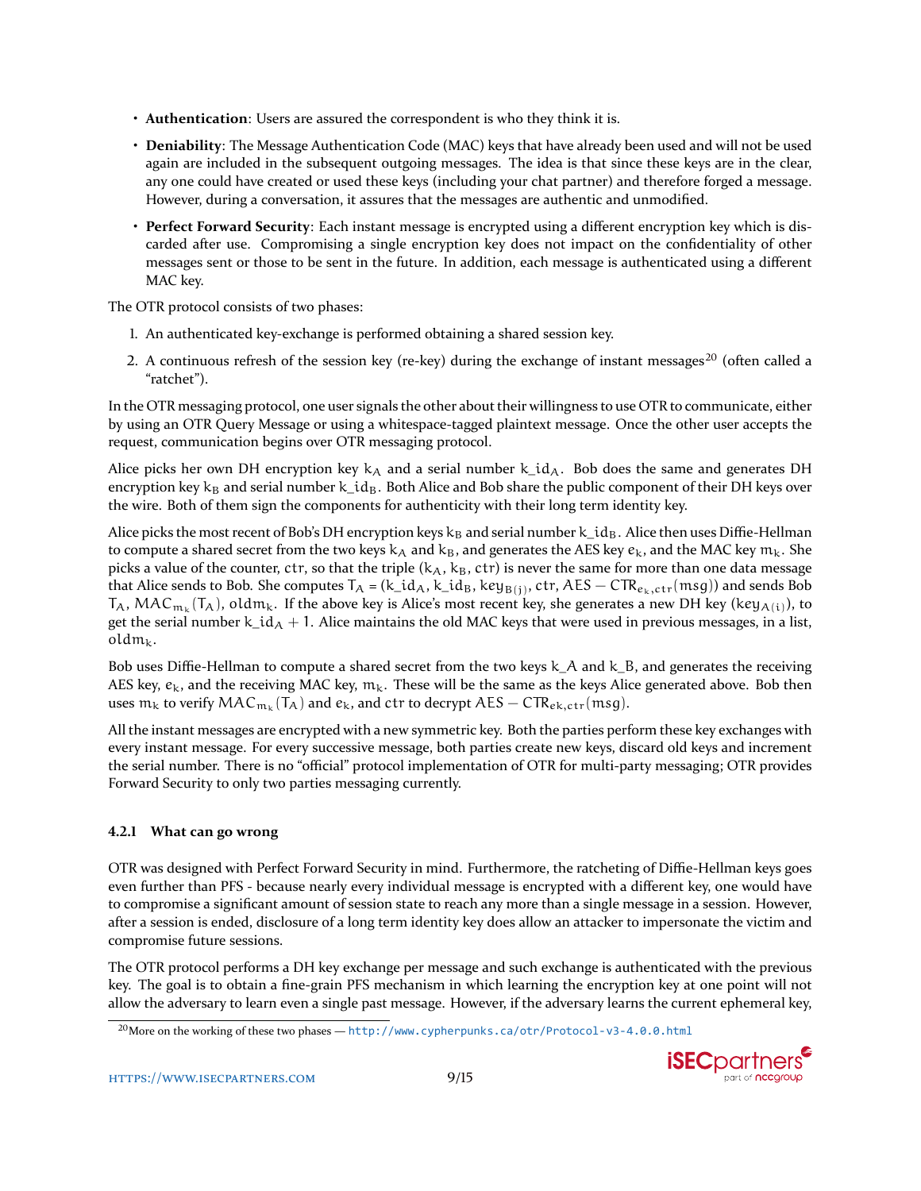- **Authentication**: Users are assured the correspondent is who they think it is.
- **Deniability**: The Message Authentication Code (MAC) keys that have already been used and will not be used again are included in the subsequent outgoing messages. The idea is that since these keys are in the clear, any one could have created or used these keys (including your chat partner) and therefore forged a message. However, during a conversation, it assures that the messages are authentic and unmodified.
- **Perfect Forward Security**: Each instant message is encrypted using a different encryption key which is discarded after use. Compromising a single encryption key does not impact on the confidentiality of other messages sent or those to be sent in the future. In addition, each message is authenticated using a different MAC key.

The OTR protocol consists of two phases:

1. An authenticated key-exchange is performed obtaining a shared session key.
2. A continuous refresh of the session key (re-key) during the exchange of instant messages[20] (often called a "ratchet").

In the OTR messaging protocol, one user signals the other about their willingness to use OTR to communicate, either by using an OTR Query Message or using a whitespace-tagged plaintext message. Once the other user accepts the request, communication begins over OTR messaging protocol.

Alice picks her own DH encryption key $k_A$ and a serial number $k\_id_A$. Bob does the same and generates DH encryption key $k_B$ and serial number $k\_id_B$. Both Alice and Bob share the public component of their DH keys over the wire. Both of them sign the components for authenticity with their long term identity key.

Alice picks the most recent of Bob's DH encryption keys $k_B$ and serial number $k\_id_B$. Alice then uses Diffie-Hellman to compute a shared secret from the two keys $k_A$ and $k_B$, and generates the AES key $e_k$, and the MAC key $m_k$. She picks a value of the counter, $ctr$, so that the triple ($k_A$, $k_B$, $ctr$) is never the same for more than one data message that Alice sends to Bob. She computes $T_A = (k\_id_A, k\_id_B, key_{B(j)}, ctr, AES-CTR_{e_k,ctr}(msg))$ and sends Bob $T_A$, $MAC_{m_k}(T_A)$, $oldm_k$. If the above key is Alice's most recent key, she generates a new DH key ($key_{A(i)}$), to get the serial number $k\_id_A + 1$. Alice maintains the old MAC keys that were used in previous messages, in a list, $oldm_k$.

Bob uses Diffie-Hellman to compute a shared secret from the two keys $k\_A$ and $k\_B$, and generates the receiving AES key, $e_k$, and the receiving MAC key, $m_k$. These will be the same as the keys Alice generated above. Bob then uses $m_k$ to verify $MAC_{m_k}(T_A)$ and $e_k$, and $ctr$ to decrypt $AES-CTR_{ek,ctr}(msg)$.

All the instant messages are encrypted with a new symmetric key. Both the parties perform these key exchanges with every instant message. For every successive message, both parties create new keys, discard old keys and increment the serial number. There is no "official" protocol implementation of OTR for multi-party messaging; OTR provides Forward Security to only two parties messaging currently.

### 4.2.1 What can go wrong

OTR was designed with Perfect Forward Security in mind. Furthermore, the ratcheting of Diffie-Hellman keys goes even further than PFS - because nearly every individual message is encrypted with a different key, one would have to compromise a significant amount of session state to reach any more than a single message in a session. However, after a session is ended, disclosure of a long term identity key does allow an attacker to impersonate the victim and compromise future sessions.

The OTR protocol performs a DH key exchange per message and such exchange is authenticated with the previous key. The goal is to obtain a fine-grain PFS mechanism in which learning the encryption key at one point will not allow the adversary to learn even a single past message. However, if the adversary learns the current ephemeral key,

[20] More on the working of these two phases — http://www.cypherpunks.ca/otr/Protocol-v3-4.0.0.html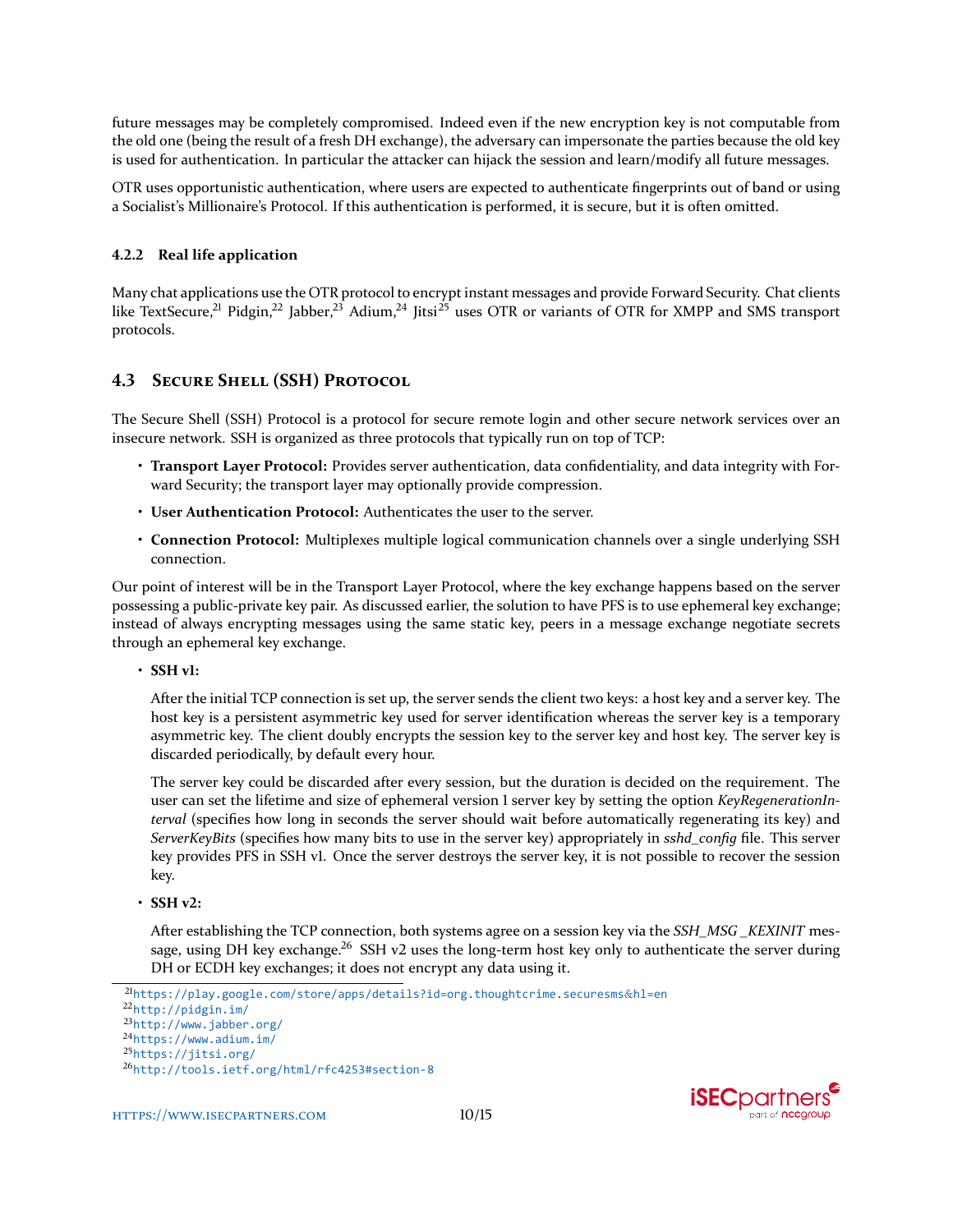future messages may be completely compromised. Indeed even if the new encryption key is not computable from the old one (being the result of a fresh DH exchange), the adversary can impersonate the parties because the old key is used for authentication. In particular the attacker can hijack the session and learn/modify all future messages.

OTR uses opportunistic authentication, where users are expected to authenticate fingerprints out of band or using a Socialist's Millionaire's Protocol. If this authentication is performed, it is secure, but it is often omitted.

#### 4.2.2 Real life application

Many chat applications use the OTR protocol to encrypt instant messages and provide Forward Security. Chat clients like TextSecure,[21] Pidgin,[22] Jabber,[23] Adium,[24] Jitsi[25] uses OTR or variants of OTR for XMPP and SMS transport protocols.

### 4.3 Secure Shell (SSH) Protocol

The Secure Shell (SSH) Protocol is a protocol for secure remote login and other secure network services over an insecure network. SSH is organized as three protocols that typically run on top of TCP:

- **Transport Layer Protocol:** Provides server authentication, data confidentiality, and data integrity with Forward Security; the transport layer may optionally provide compression.
- **User Authentication Protocol:** Authenticates the user to the server.
- **Connection Protocol:** Multiplexes multiple logical communication channels over a single underlying SSH connection.

Our point of interest will be in the Transport Layer Protocol, where the key exchange happens based on the server possessing a public-private key pair. As discussed earlier, the solution to have PFS is to use ephemeral key exchange; instead of always encrypting messages using the same static key, peers in a message exchange negotiate secrets through an ephemeral key exchange.

- **SSH v1:**

  After the initial TCP connection is set up, the server sends the client two keys: a host key and a server key. The host key is a persistent asymmetric key used for server identification whereas the server key is a temporary asymmetric key. The client doubly encrypts the session key to the server key and host key. The server key is discarded periodically, by default every hour.

  The server key could be discarded after every session, but the duration is decided on the requirement. The user can set the lifetime and size of ephemeral version 1 server key by setting the option *KeyRegenerationInterval* (specifies how long in seconds the server should wait before automatically regenerating its key) and *ServerKeyBits* (specifies how many bits to use in the server key) appropriately in *sshd_config* file. This server key provides PFS in SSH v1. Once the server destroys the server key, it is not possible to recover the session key.

- **SSH v2:**

  After establishing the TCP connection, both systems agree on a session key via the *SSH_MSG _KEXINIT* message, using DH key exchange.[26] SSH v2 uses the long-term host key only to authenticate the server during DH or ECDH key exchanges; it does not encrypt any data using it.

---

[21] https://play.google.com/store/apps/details?id=org.thoughtcrime.securesms&hl=en

[22] http://pidgin.im/

[23] http://www.jabber.org/

[24] https://www.adium.im/

[25] https://jitsi.org/

[26] http://tools.ietf.org/html/rfc4253#section-8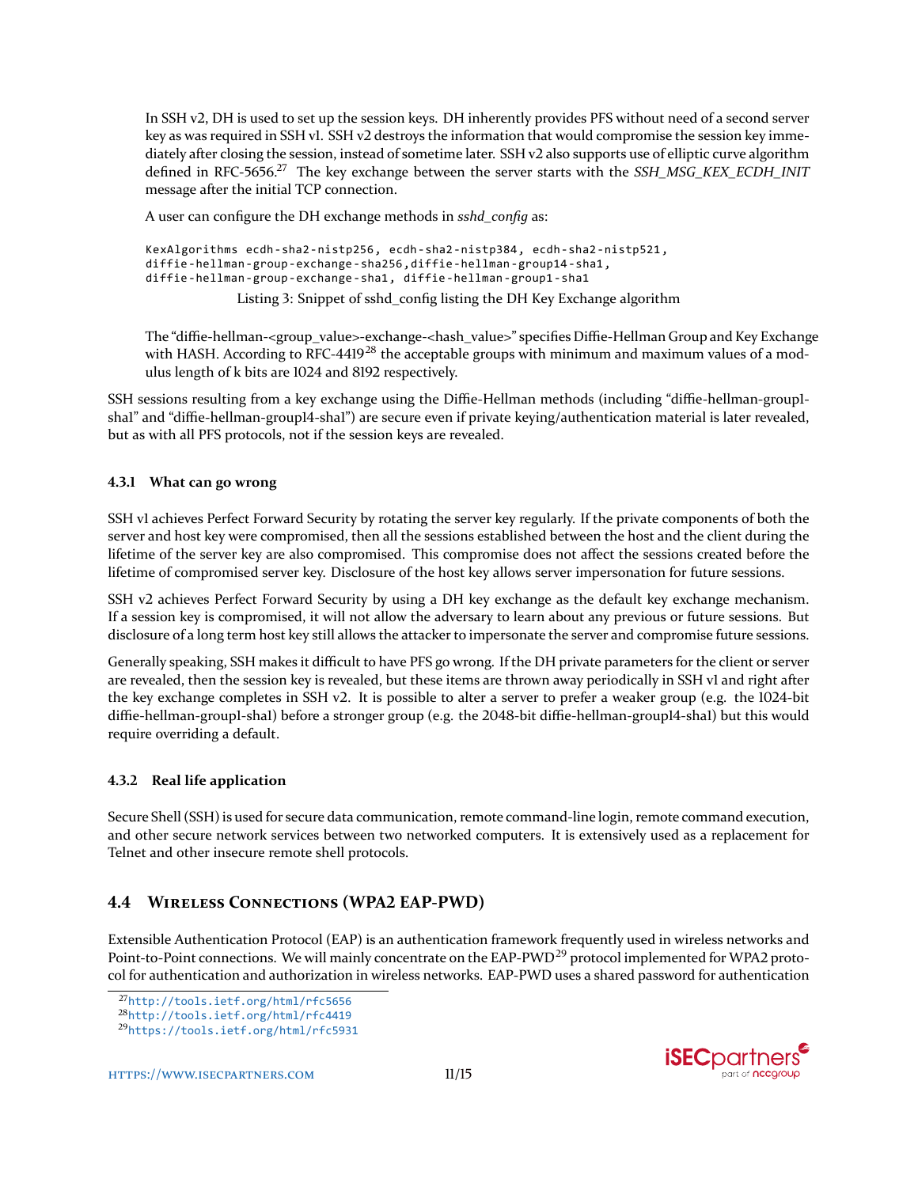In SSH v2, DH is used to set up the session keys. DH inherently provides PFS without need of a second server key as was required in SSH v1. SSH v2 destroys the information that would compromise the session key immediately after closing the session, instead of sometime later. SSH v2 also supports use of elliptic curve algorithm defined in RFC-5656.[27] The key exchange between the server starts with the *SSH_MSG_KEX_ECDH_INIT* message after the initial TCP connection.

A user can configure the DH exchange methods in *sshd_config* as:

```
KexAlgorithms ecdh-sha2-nistp256, ecdh-sha2-nistp384, ecdh-sha2-nistp521,
diffie-hellman-group-exchange-sha256,diffie-hellman-group14-sha1,
diffie-hellman-group-exchange-sha1, diffie-hellman-group1-sha1
```

Listing 3: Snippet of sshd_config listing the DH Key Exchange algorithm

The "diffie-hellman-<group_value>-exchange-<hash_value>" specifies Diffie-Hellman Group and Key Exchange with HASH. According to RFC-4419[28] the acceptable groups with minimum and maximum values of a modulus length of k bits are 1024 and 8192 respectively.

SSH sessions resulting from a key exchange using the Diffie-Hellman methods (including "diffie-hellman-group1-sha1" and "diffie-hellman-group14-sha1") are secure even if private keying/authentication material is later revealed, but as with all PFS protocols, not if the session keys are revealed.

#### 4.3.1 What can go wrong

SSH v1 achieves Perfect Forward Security by rotating the server key regularly. If the private components of both the server and host key were compromised, then all the sessions established between the host and the client during the lifetime of the server key are also compromised. This compromise does not affect the sessions created before the lifetime of compromised server key. Disclosure of the host key allows server impersonation for future sessions.

SSH v2 achieves Perfect Forward Security by using a DH key exchange as the default key exchange mechanism. If a session key is compromised, it will not allow the adversary to learn about any previous or future sessions. But disclosure of a long term host key still allows the attacker to impersonate the server and compromise future sessions.

Generally speaking, SSH makes it difficult to have PFS go wrong. If the DH private parameters for the client or server are revealed, then the session key is revealed, but these items are thrown away periodically in SSH v1 and right after the key exchange completes in SSH v2. It is possible to alter a server to prefer a weaker group (e.g. the 1024-bit diffie-hellman-group1-sha1) before a stronger group (e.g. the 2048-bit diffie-hellman-group14-sha1) but this would require overriding a default.

#### 4.3.2 Real life application

Secure Shell (SSH) is used for secure data communication, remote command-line login, remote command execution, and other secure network services between two networked computers. It is extensively used as a replacement for Telnet and other insecure remote shell protocols.

### 4.4 Wireless Connections (WPA2 EAP-PWD)

Extensible Authentication Protocol (EAP) is an authentication framework frequently used in wireless networks and Point-to-Point connections. We will mainly concentrate on the EAP-PWD[29] protocol implemented for WPA2 protocol for authentication and authorization in wireless networks. EAP-PWD uses a shared password for authentication

[27] http://tools.ietf.org/html/rfc5656
[28] http://tools.ietf.org/html/rfc4419
[29] https://tools.ietf.org/html/rfc5931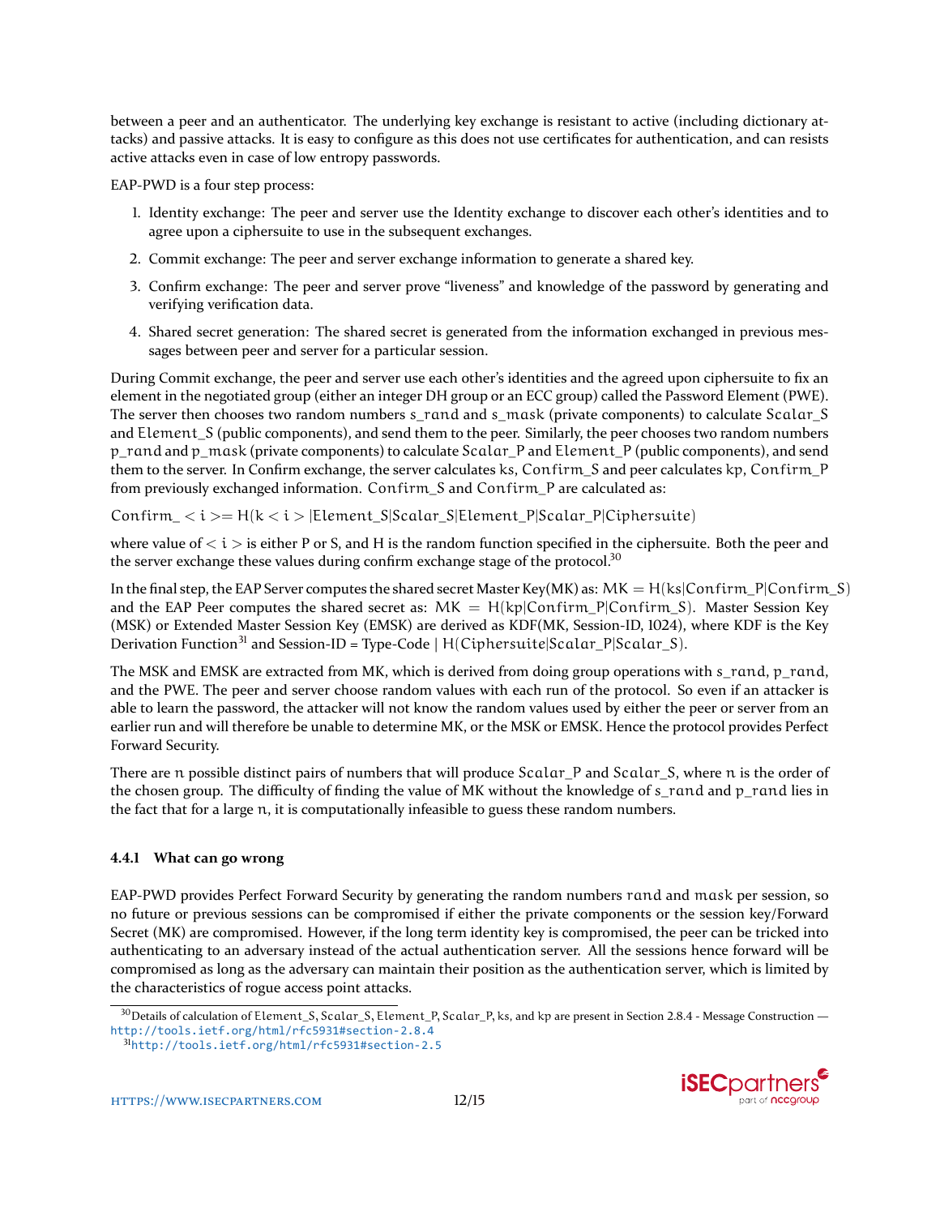between a peer and an authenticator. The underlying key exchange is resistant to active (including dictionary attacks) and passive attacks. It is easy to configure as this does not use certificates for authentication, and can resists active attacks even in case of low entropy passwords.

EAP-PWD is a four step process:

1. Identity exchange: The peer and server use the Identity exchange to discover each other's identities and to agree upon a ciphersuite to use in the subsequent exchanges.
2. Commit exchange: The peer and server exchange information to generate a shared key.
3. Confirm exchange: The peer and server prove "liveness" and knowledge of the password by generating and verifying verification data.
4. Shared secret generation: The shared secret is generated from the information exchanged in previous messages between peer and server for a particular session.

During Commit exchange, the peer and server use each other's identities and the agreed upon ciphersuite to fix an element in the negotiated group (either an integer DH group or an ECC group) called the Password Element (PWE). The server then chooses two random numbers $s\_rand$ and $s\_mask$ (private components) to calculate $Scalar\_S$ and $Element\_S$ (public components), and send them to the peer. Similarly, the peer chooses two random numbers $p\_rand$ and $p\_mask$ (private components) to calculate $Scalar\_P$ and $Element\_P$ (public components), and send them to the server. In Confirm exchange, the server calculates $ks$, $Confirm\_S$ and peer calculates $kp$, $Confirm\_P$ from previously exchanged information. $Confirm\_S$ and $Confirm\_P$ are calculated as:

$Confirm\_<i>= H(k<i>|Element\_S|Scalar\_S|Element\_P|Scalar\_P|Ciphersuite)$

where value of $<i>$ is either P or S, and H is the random function specified in the ciphersuite. Both the peer and the server exchange these values during confirm exchange stage of the protocol.[30]

In the final step, the EAP Server computes the shared secret Master Key(MK) as: $MK = H(ks|Confirm\_P|Confirm\_S)$ and the EAP Peer computes the shared secret as: $MK = H(kp|Confirm\_P|Confirm\_S)$. Master Session Key (MSK) or Extended Master Session Key (EMSK) are derived as KDF(MK, Session-ID, 1024), where KDF is the Key Derivation Function[31] and Session-ID = Type-Code | $H(Ciphersuite|Scalar\_P|Scalar\_S)$.

The MSK and EMSK are extracted from MK, which is derived from doing group operations with $s\_rand$, $p\_rand$, and the PWE. The peer and server choose random values with each run of the protocol. So even if an attacker is able to learn the password, the attacker will not know the random values used by either the peer or server from an earlier run and will therefore be unable to determine MK, or the MSK or EMSK. Hence the protocol provides Perfect Forward Security.

There are $n$ possible distinct pairs of numbers that will produce $Scalar\_P$ and $Scalar\_S$, where $n$ is the order of the chosen group. The difficulty of finding the value of MK without the knowledge of $s\_rand$ and $p\_rand$ lies in the fact that for a large $n$, it is computationally infeasible to guess these random numbers.

#### 4.4.1 What can go wrong

EAP-PWD provides Perfect Forward Security by generating the random numbers $rand$ and $mask$ per session, so no future or previous sessions can be compromised if either the private components or the session key/Forward Secret (MK) are compromised. However, if the long term identity key is compromised, the peer can be tricked into authenticating to an adversary instead of the actual authentication server. All the sessions hence forward will be compromised as long as the adversary can maintain their position as the authentication server, which is limited by the characteristics of rogue access point attacks.

---

[30] Details of calculation of $Element\_S$, $Scalar\_S$, $Element\_P$, $Scalar\_P$, $ks$, and $kp$ are present in Section 2.8.4 - Message Construction — http://tools.ietf.org/html/rfc5931#section-2.8.4

[31] http://tools.ietf.org/html/rfc5931#section-2.5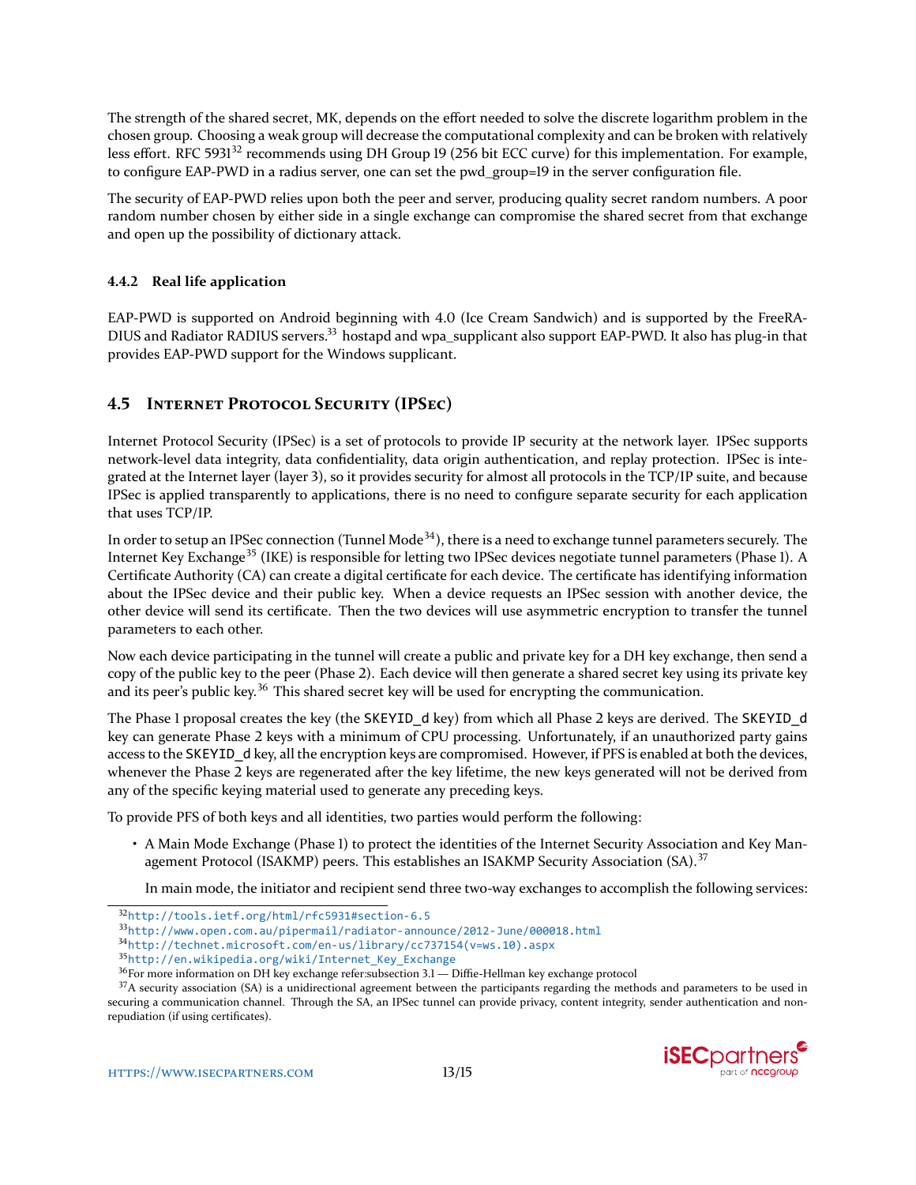The strength of the shared secret, MK, depends on the effort needed to solve the discrete logarithm problem in the chosen group. Choosing a weak group will decrease the computational complexity and can be broken with relatively less effort. RFC 5931[32] recommends using DH Group 19 (256 bit ECC curve) for this implementation. For example, to configure EAP-PWD in a radius server, one can set the pwd_group=19 in the server configuration file.

The security of EAP-PWD relies upon both the peer and server, producing quality secret random numbers. A poor random number chosen by either side in a single exchange can compromise the shared secret from that exchange and open up the possibility of dictionary attack.

#### 4.4.2 Real life application

EAP-PWD is supported on Android beginning with 4.0 (Ice Cream Sandwich) and is supported by the FreeRADIUS and Radiator RADIUS servers.[33] hostapd and wpa_supplicant also support EAP-PWD. It also has plug-in that provides EAP-PWD support for the Windows supplicant.

### 4.5 Internet Protocol Security (IPSec)

Internet Protocol Security (IPSec) is a set of protocols to provide IP security at the network layer. IPSec supports network-level data integrity, data confidentiality, data origin authentication, and replay protection. IPSec is integrated at the Internet layer (layer 3), so it provides security for almost all protocols in the TCP/IP suite, and because IPSec is applied transparently to applications, there is no need to configure separate security for each application that uses TCP/IP.

In order to setup an IPSec connection (Tunnel Mode[34]), there is a need to exchange tunnel parameters securely. The Internet Key Exchange[35] (IKE) is responsible for letting two IPSec devices negotiate tunnel parameters (Phase 1). A Certificate Authority (CA) can create a digital certificate for each device. The certificate has identifying information about the IPSec device and their public key. When a device requests an IPSec session with another device, the other device will send its certificate. Then the two devices will use asymmetric encryption to transfer the tunnel parameters to each other.

Now each device participating in the tunnel will create a public and private key for a DH key exchange, then send a copy of the public key to the peer (Phase 2). Each device will then generate a shared secret key using its private key and its peer's public key.[36] This shared secret key will be used for encrypting the communication.

The Phase 1 proposal creates the key (the `SKEYID_d` key) from which all Phase 2 keys are derived. The `SKEYID_d` key can generate Phase 2 keys with a minimum of CPU processing. Unfortunately, if an unauthorized party gains access to the `SKEYID_d` key, all the encryption keys are compromised. However, if PFS is enabled at both the devices, whenever the Phase 2 keys are regenerated after the key lifetime, the new keys generated will not be derived from any of the specific keying material used to generate any preceding keys.

To provide PFS of both keys and all identities, two parties would perform the following:

- A Main Mode Exchange (Phase 1) to protect the identities of the Internet Security Association and Key Management Protocol (ISAKMP) peers. This establishes an ISAKMP Security Association (SA).[37]

  In main mode, the initiator and recipient send three two-way exchanges to accomplish the following services:

---

[32] http://tools.ietf.org/html/rfc5931#section-6.5

[33] http://www.open.com.au/pipermail/radiator-announce/2012-June/000018.html

[34] http://technet.microsoft.com/en-us/library/cc737154(v=ws.10).aspx

[35] http://en.wikipedia.org/wiki/Internet_Key_Exchange

[36] For more information on DH key exchange refer:subsection 3.1 — Diffie-Hellman key exchange protocol

[37] A security association (SA) is a unidirectional agreement between the participants regarding the methods and parameters to be used in securing a communication channel. Through the SA, an IPSec tunnel can provide privacy, content integrity, sender authentication and non-repudiation (if using certificates).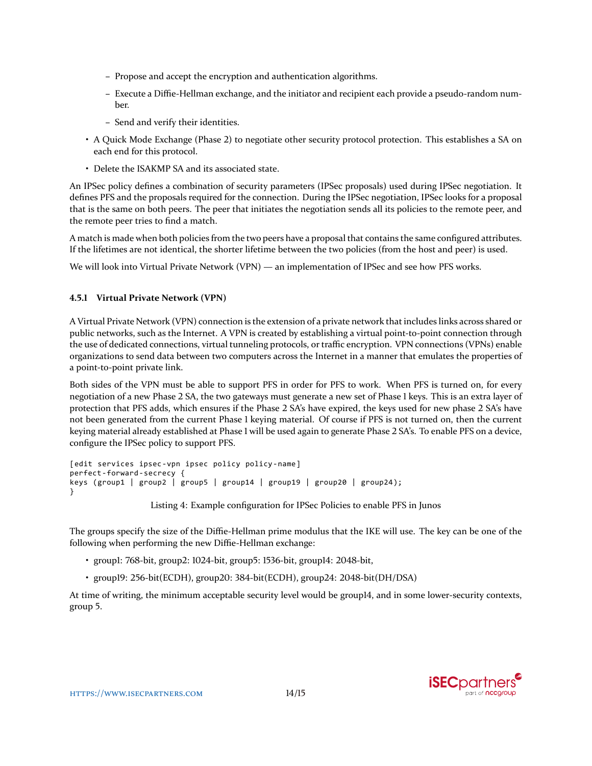- Propose and accept the encryption and authentication algorithms.
  - Execute a Diffie-Hellman exchange, and the initiator and recipient each provide a pseudo-random number.
  - Send and verify their identities.
- A Quick Mode Exchange (Phase 2) to negotiate other security protocol protection. This establishes a SA on each end for this protocol.
- Delete the ISAKMP SA and its associated state.

An IPSec policy defines a combination of security parameters (IPSec proposals) used during IPSec negotiation. It defines PFS and the proposals required for the connection. During the IPSec negotiation, IPSec looks for a proposal that is the same on both peers. The peer that initiates the negotiation sends all its policies to the remote peer, and the remote peer tries to find a match.

A match is made when both policies from the two peers have a proposal that contains the same configured attributes. If the lifetimes are not identical, the shorter lifetime between the two policies (from the host and peer) is used.

We will look into Virtual Private Network (VPN) — an implementation of IPSec and see how PFS works.

### 4.5.1 Virtual Private Network (VPN)

A Virtual Private Network (VPN) connection is the extension of a private network that includes links across shared or public networks, such as the Internet. A VPN is created by establishing a virtual point-to-point connection through the use of dedicated connections, virtual tunneling protocols, or traffic encryption. VPN connections (VPNs) enable organizations to send data between two computers across the Internet in a manner that emulates the properties of a point-to-point private link.

Both sides of the VPN must be able to support PFS in order for PFS to work. When PFS is turned on, for every negotiation of a new Phase 2 SA, the two gateways must generate a new set of Phase 1 keys. This is an extra layer of protection that PFS adds, which ensures if the Phase 2 SA's have expired, the keys used for new phase 2 SA's have not been generated from the current Phase 1 keying material. Of course if PFS is not turned on, then the current keying material already established at Phase 1 will be used again to generate Phase 2 SA's. To enable PFS on a device, configure the IPSec policy to support PFS.

```
[edit services ipsec-vpn ipsec policy policy-name]
perfect-forward-secrecy {
keys (group1 | group2 | group5 | group14 | group19 | group20 | group24);
}
```

Listing 4: Example configuration for IPSec Policies to enable PFS in Junos

The groups specify the size of the Diffie-Hellman prime modulus that the IKE will use. The key can be one of the following when performing the new Diffie-Hellman exchange:

- group1: 768-bit, group2: 1024-bit, group5: 1536-bit, group14: 2048-bit,
- group19: 256-bit(ECDH), group20: 384-bit(ECDH), group24: 2048-bit(DH/DSA)

At time of writing, the minimum acceptable security level would be group14, and in some lower-security contexts, group 5.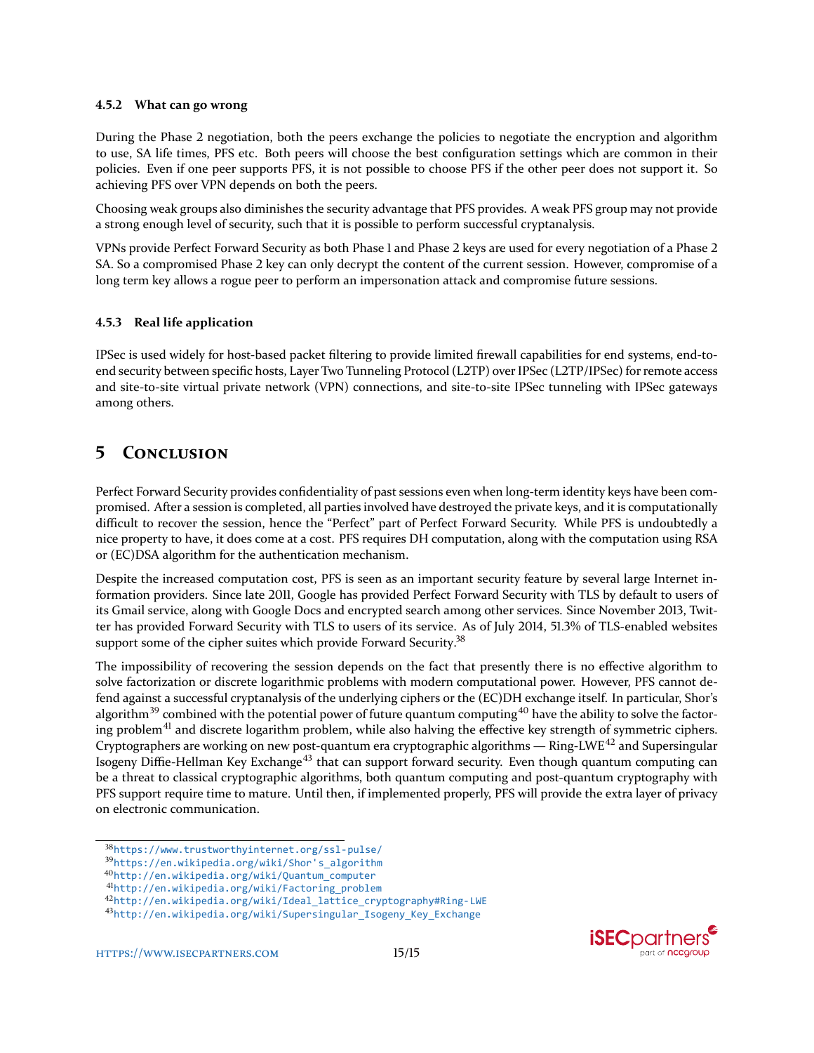### 4.5.2 What can go wrong

During the Phase 2 negotiation, both the peers exchange the policies to negotiate the encryption and algorithm to use, SA life times, PFS etc. Both peers will choose the best configuration settings which are common in their policies. Even if one peer supports PFS, it is not possible to choose PFS if the other peer does not support it. So achieving PFS over VPN depends on both the peers.

Choosing weak groups also diminishes the security advantage that PFS provides. A weak PFS group may not provide a strong enough level of security, such that it is possible to perform successful cryptanalysis.

VPNs provide Perfect Forward Security as both Phase 1 and Phase 2 keys are used for every negotiation of a Phase 2 SA. So a compromised Phase 2 key can only decrypt the content of the current session. However, compromise of a long term key allows a rogue peer to perform an impersonation attack and compromise future sessions.

### 4.5.3 Real life application

IPSec is used widely for host-based packet filtering to provide limited firewall capabilities for end systems, end-to-end security between specific hosts, Layer Two Tunneling Protocol (L2TP) over IPSec (L2TP/IPSec) for remote access and site-to-site virtual private network (VPN) connections, and site-to-site IPSec tunneling with IPSec gateways among others.

## 5 Conclusion

Perfect Forward Security provides confidentiality of past sessions even when long-term identity keys have been compromised. After a session is completed, all parties involved have destroyed the private keys, and it is computationally difficult to recover the session, hence the "Perfect" part of Perfect Forward Security. While PFS is undoubtedly a nice property to have, it does come at a cost. PFS requires DH computation, along with the computation using RSA or (EC)DSA algorithm for the authentication mechanism.

Despite the increased computation cost, PFS is seen as an important security feature by several large Internet information providers. Since late 2011, Google has provided Perfect Forward Security with TLS by default to users of its Gmail service, along with Google Docs and encrypted search among other services. Since November 2013, Twitter has provided Forward Security with TLS to users of its service. As of July 2014, 51.3% of TLS-enabled websites support some of the cipher suites which provide Forward Security.[38]

The impossibility of recovering the session depends on the fact that presently there is no effective algorithm to solve factorization or discrete logarithmic problems with modern computational power. However, PFS cannot defend against a successful cryptanalysis of the underlying ciphers or the (EC)DH exchange itself. In particular, Shor's algorithm[39] combined with the potential power of future quantum computing[40] have the ability to solve the factoring problem[41] and discrete logarithm problem, while also halving the effective key strength of symmetric ciphers. Cryptographers are working on new post-quantum era cryptographic algorithms — Ring-LWE[42] and Supersingular Isogeny Diffie-Hellman Key Exchange[43] that can support forward security. Even though quantum computing can be a threat to classical cryptographic algorithms, both quantum computing and post-quantum cryptography with PFS support require time to mature. Until then, if implemented properly, PFS will provide the extra layer of privacy on electronic communication.

---

[38] https://www.trustworthyinternet.org/ssl-pulse/

[39] https://en.wikipedia.org/wiki/Shor's_algorithm

[40] http://en.wikipedia.org/wiki/Quantum_computer

[41] http://en.wikipedia.org/wiki/Factoring_problem

[42] http://en.wikipedia.org/wiki/Ideal_lattice_cryptography#Ring-LWE

[43] http://en.wikipedia.org/wiki/Supersingular_Isogeny_Key_Exchange